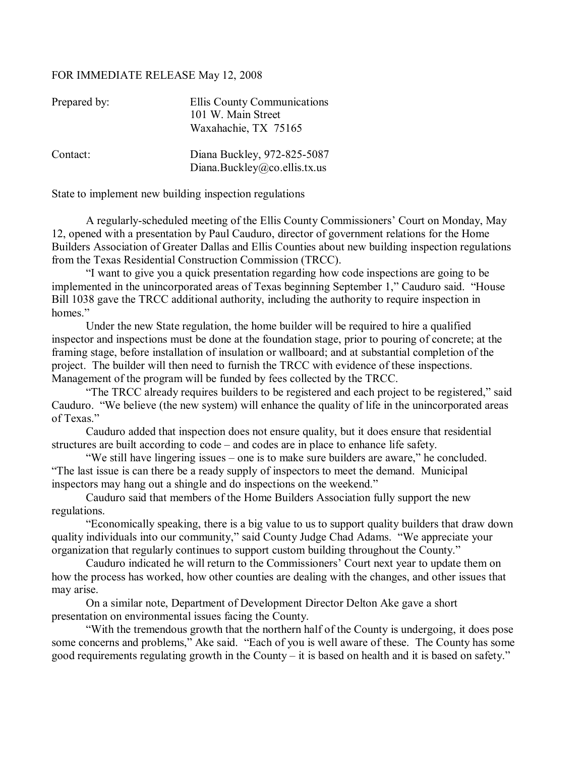FOR IMMEDIATE RELEASE May 12, 2008

| | |
|---|---|
| Prepared by: | Ellis County Communications<br>101 W. Main Street<br>Waxahachie, TX 75165 |
| Contact: | Diana Buckley, 972-825-5087<br>Diana.Buckley@co.ellis.tx.us |

State to implement new building inspection regulations

A regularly-scheduled meeting of the Ellis County Commissioners' Court on Monday, May 12, opened with a presentation by Paul Cauduro, director of government relations for the Home Builders Association of Greater Dallas and Ellis Counties about new building inspection regulations from the Texas Residential Construction Commission (TRCC).

"I want to give you a quick presentation regarding how code inspections are going to be implemented in the unincorporated areas of Texas beginning September 1," Cauduro said. "House Bill 1038 gave the TRCC additional authority, including the authority to require inspection in homes."

Under the new State regulation, the home builder will be required to hire a qualified inspector and inspections must be done at the foundation stage, prior to pouring of concrete; at the framing stage, before installation of insulation or wallboard; and at substantial completion of the project. The builder will then need to furnish the TRCC with evidence of these inspections. Management of the program will be funded by fees collected by the TRCC.

"The TRCC already requires builders to be registered and each project to be registered," said Cauduro. "We believe (the new system) will enhance the quality of life in the unincorporated areas of Texas."

Cauduro added that inspection does not ensure quality, but it does ensure that residential structures are built according to code – and codes are in place to enhance life safety.

"We still have lingering issues – one is to make sure builders are aware," he concluded. "The last issue is can there be a ready supply of inspectors to meet the demand. Municipal inspectors may hang out a shingle and do inspections on the weekend."

Cauduro said that members of the Home Builders Association fully support the new regulations.

"Economically speaking, there is a big value to us to support quality builders that draw down quality individuals into our community," said County Judge Chad Adams. "We appreciate your organization that regularly continues to support custom building throughout the County."

Cauduro indicated he will return to the Commissioners' Court next year to update them on how the process has worked, how other counties are dealing with the changes, and other issues that may arise.

On a similar note, Department of Development Director Delton Ake gave a short presentation on environmental issues facing the County.

"With the tremendous growth that the northern half of the County is undergoing, it does pose some concerns and problems," Ake said. "Each of you is well aware of these. The County has some good requirements regulating growth in the County – it is based on health and it is based on safety."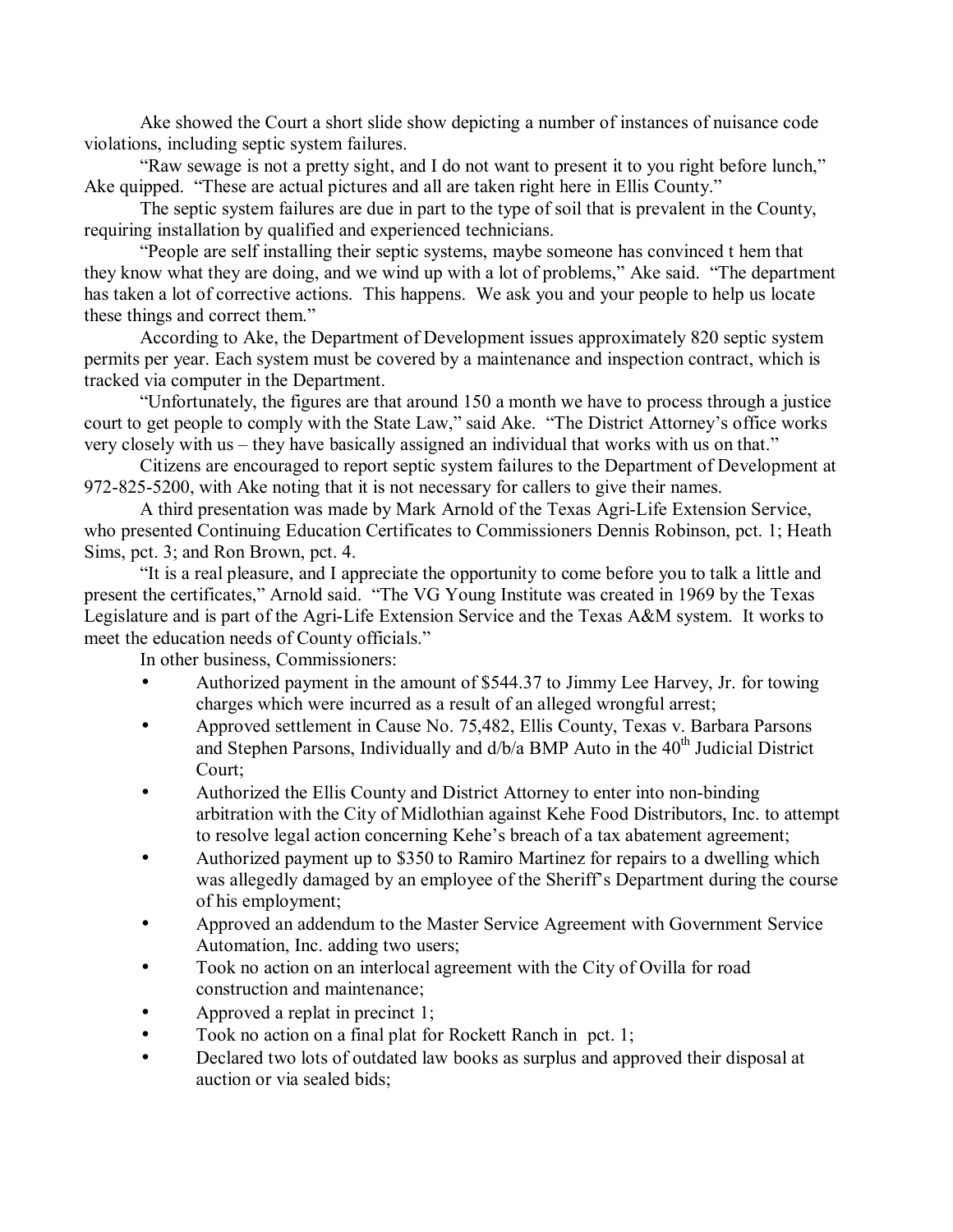Ake showed the Court a short slide show depicting a number of instances of nuisance code violations, including septic system failures.

"Raw sewage is not a pretty sight, and I do not want to present it to you right before lunch," Ake quipped. "These are actual pictures and all are taken right here in Ellis County."

The septic system failures are due in part to the type of soil that is prevalent in the County, requiring installation by qualified and experienced technicians.

"People are self installing their septic systems, maybe someone has convinced t hem that they know what they are doing, and we wind up with a lot of problems," Ake said. "The department has taken a lot of corrective actions. This happens. We ask you and your people to help us locate these things and correct them."

According to Ake, the Department of Development issues approximately 820 septic system permits per year. Each system must be covered by a maintenance and inspection contract, which is tracked via computer in the Department.

"Unfortunately, the figures are that around 150 a month we have to process through a justice court to get people to comply with the State Law," said Ake. "The District Attorney's office works very closely with us – they have basically assigned an individual that works with us on that."

Citizens are encouraged to report septic system failures to the Department of Development at 972-825-5200, with Ake noting that it is not necessary for callers to give their names.

A third presentation was made by Mark Arnold of the Texas Agri-Life Extension Service, who presented Continuing Education Certificates to Commissioners Dennis Robinson, pct. 1; Heath Sims, pct. 3; and Ron Brown, pct. 4.

"It is a real pleasure, and I appreciate the opportunity to come before you to talk a little and present the certificates," Arnold said. "The VG Young Institute was created in 1969 by the Texas Legislature and is part of the Agri-Life Extension Service and the Texas A&M system. It works to meet the education needs of County officials."

In other business, Commissioners:

- Authorized payment in the amount of $544.37 to Jimmy Lee Harvey, Jr. for towing charges which were incurred as a result of an alleged wrongful arrest;
- Approved settlement in Cause No. 75,482, Ellis County, Texas v. Barbara Parsons and Stephen Parsons, Individually and d/b/a BMP Auto in the 40th Judicial District Court;
- Authorized the Ellis County and District Attorney to enter into non-binding arbitration with the City of Midlothian against Kehe Food Distributors, Inc. to attempt to resolve legal action concerning Kehe's breach of a tax abatement agreement;
- Authorized payment up to $350 to Ramiro Martinez for repairs to a dwelling which was allegedly damaged by an employee of the Sheriff's Department during the course of his employment;
- Approved an addendum to the Master Service Agreement with Government Service Automation, Inc. adding two users;
- Took no action on an interlocal agreement with the City of Ovilla for road construction and maintenance;
- Approved a replat in precinct 1;
- Took no action on a final plat for Rockett Ranch in pct. 1;
- Declared two lots of outdated law books as surplus and approved their disposal at auction or via sealed bids;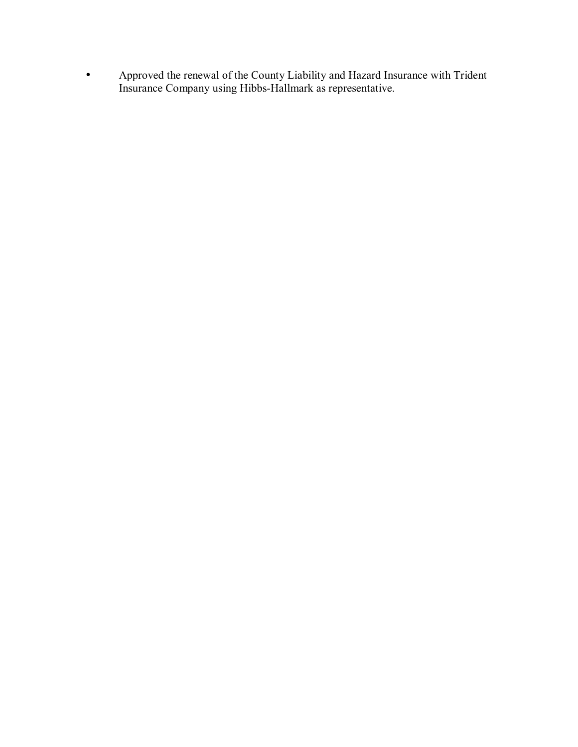- Approved the renewal of the County Liability and Hazard Insurance with Trident Insurance Company using Hibbs-Hallmark as representative.